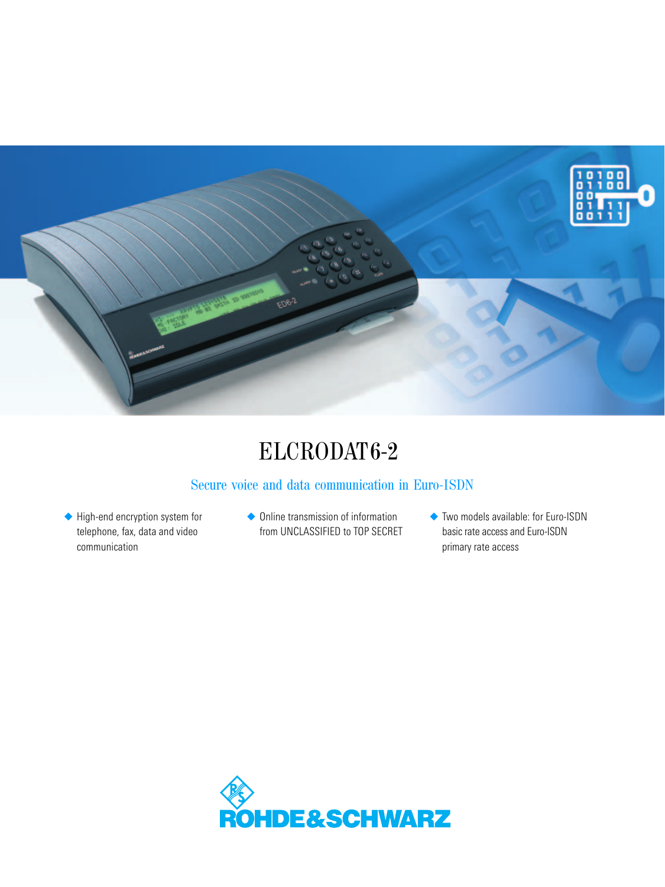# ELCRODAT 6-2

## Secure voice and data communication in Euro-ISDN

- High-end encryption system for telephone, fax, data and video communication
- Online transmission of information from UNCLASSIFIED to TOP SECRET
- Two models available: for Euro-ISDN basic rate access and Euro-ISDN primary rate access

ROHDE&SCHWARZ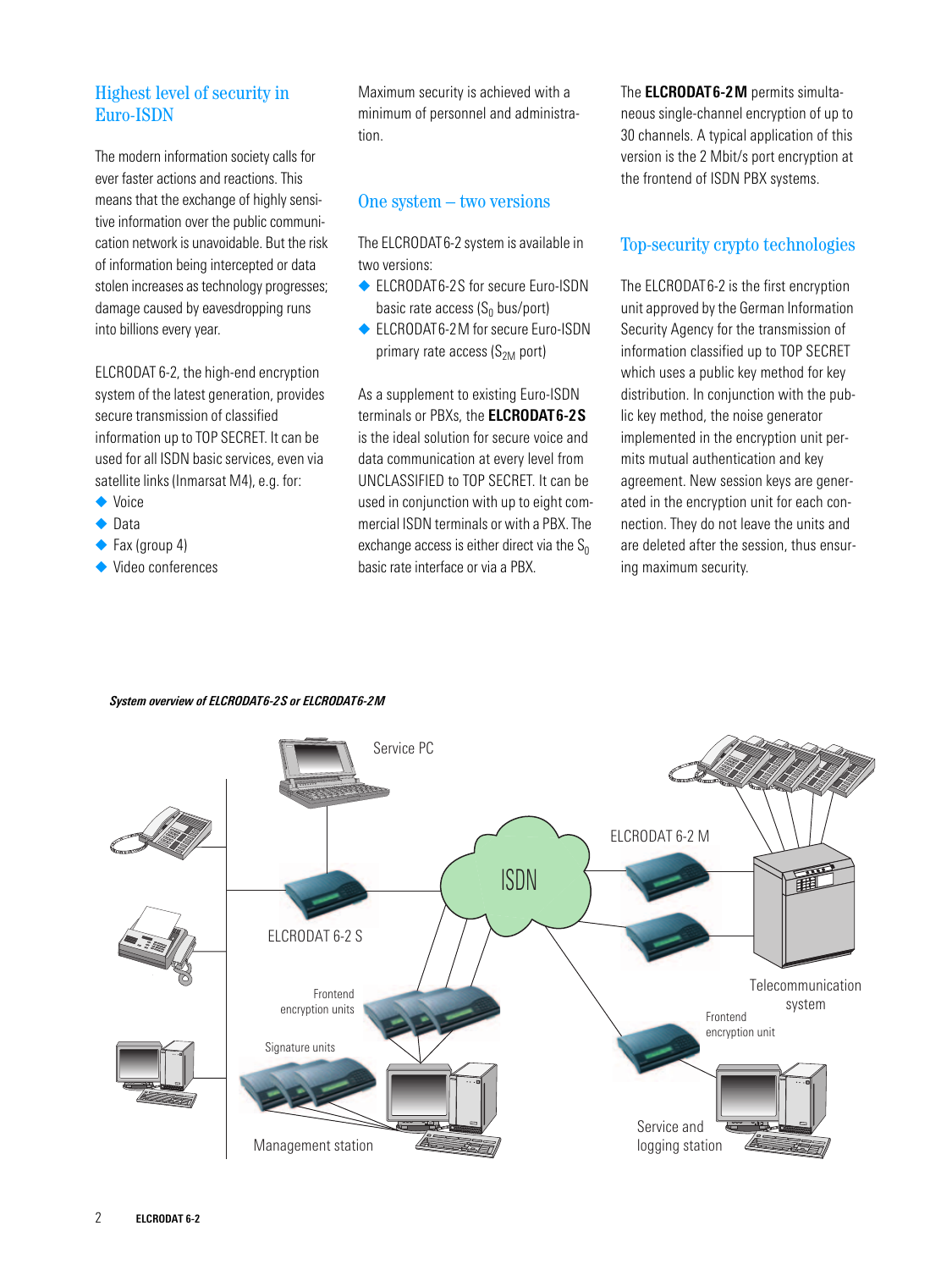## Highest level of security in Euro-ISDN

The modern information society calls for ever faster actions and reactions. This means that the exchange of highly sensitive information over the public communication network is unavoidable. But the risk of information being intercepted or data stolen increases as technology progresses; damage caused by eavesdropping runs into billions every year.

ELCRODAT 6-2, the high-end encryption system of the latest generation, provides secure transmission of classified information up to TOP SECRET. It can be used for all ISDN basic services, even via satellite links (Inmarsat M4), e.g. for:

- Voice
- Data
- Fax (group 4)
- Video conferences

Maximum security is achieved with a minimum of personnel and administration.

## One system – two versions

The ELCRODAT 6-2 system is available in two versions:

- ELCRODAT 6-2 S for secure Euro-ISDN basic rate access ($S_0$ bus/port)
- ELCRODAT 6-2 M for secure Euro-ISDN primary rate access ($S_{2M}$ port)

As a supplement to existing Euro-ISDN terminals or PBXs, the **ELCRODAT 6-2 S** is the ideal solution for secure voice and data communication at every level from UNCLASSIFIED to TOP SECRET. It can be used in conjunction with up to eight commercial ISDN terminals or with a PBX. The exchange access is either direct via the $S_0$ basic rate interface or via a PBX.

The **ELCRODAT 6-2 M** permits simultaneous single-channel encryption of up to 30 channels. A typical application of this version is the 2 Mbit/s port encryption at the frontend of ISDN PBX systems.

## Top-security crypto technologies

The ELCRODAT 6-2 is the first encryption unit approved by the German Information Security Agency for the transmission of information classified up to TOP SECRET which uses a public key method for key distribution. In conjunction with the public key method, the noise generator implemented in the encryption unit permits mutual authentication and key agreement. New session keys are generated in the encryption unit for each connection. They do not leave the units and are deleted after the session, thus ensuring maximum security.

***System overview of ELCRODAT 6-2 S or ELCRODAT 6-2 M***

Service PC

ISDN

ELCRODAT 6-2 M

ELCRODAT 6-2 S

Telecommunication system

Frontend encryption units

Frontend encryption unit

Signature units

Management station

Service and logging station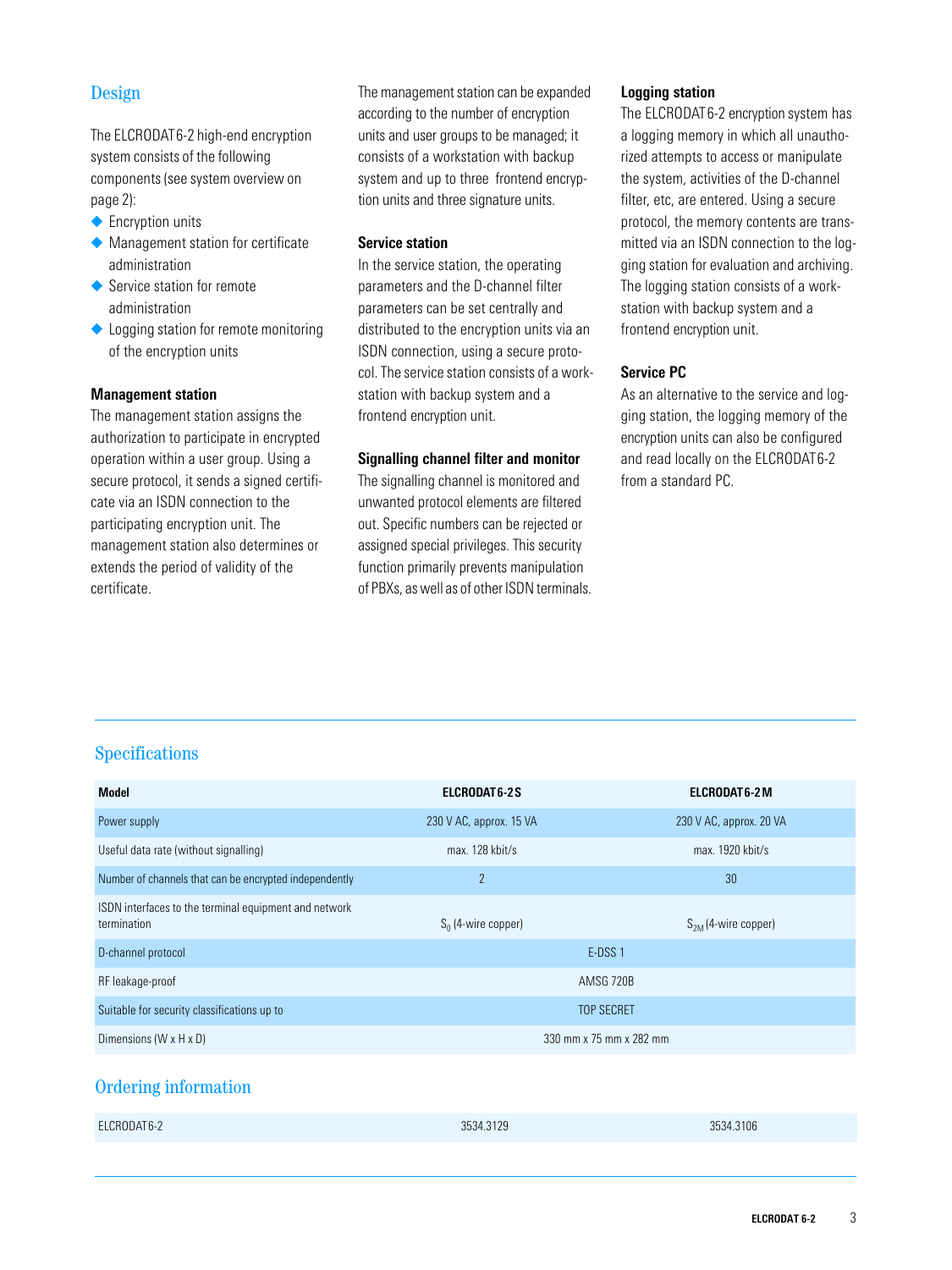## Design

The ELCRODAT 6-2 high-end encryption system consists of the following components (see system overview on page 2):

- Encryption units
- Management station for certificate administration
- Service station for remote administration
- Logging station for remote monitoring of the encryption units

### Management station

The management station assigns the authorization to participate in encrypted operation within a user group. Using a secure protocol, it sends a signed certificate via an ISDN connection to the participating encryption unit. The management station also determines or extends the period of validity of the certificate.

The management station can be expanded according to the number of encryption units and user groups to be managed; it consists of a workstation with backup system and up to three frontend encryption units and three signature units.

### Service station

In the service station, the operating parameters and the D-channel filter parameters can be set centrally and distributed to the encryption units via an ISDN connection, using a secure protocol. The service station consists of a workstation with backup system and a frontend encryption unit.

### Signalling channel filter and monitor

The signalling channel is monitored and unwanted protocol elements are filtered out. Specific numbers can be rejected or assigned special privileges. This security function primarily prevents manipulation of PBXs, as well as of other ISDN terminals.

### Logging station

The ELCRODAT 6-2 encryption system has a logging memory in which all unauthorized attempts to access or manipulate the system, activities of the D-channel filter, etc, are entered. Using a secure protocol, the memory contents are transmitted via an ISDN connection to the logging station for evaluation and archiving. The logging station consists of a workstation with backup system and a frontend encryption unit.

### Service PC

As an alternative to the service and logging station, the logging memory of the encryption units can also be configured and read locally on the ELCRODAT 6-2 from a standard PC.

## Specifications

| Model | ELCRODAT 6-2 S | ELCRODAT 6-2 M |
|---|---|---|
| Power supply | 230 V AC, approx. 15 VA | 230 V AC, approx. 20 VA |
| Useful data rate (without signalling) | max. 128 kbit/s | max. 1920 kbit/s |
| Number of channels that can be encrypted independently | 2 | 30 |
| ISDN interfaces to the terminal equipment and network termination | $S_0$ (4-wire copper) | $S_{2M}$ (4-wire copper) |
| D-channel protocol | E-DSS 1 | |
| RF leakage-proof | AMSG 720B | |
| Suitable for security classifications up to | TOP SECRET | |
| Dimensions (W x H x D) | 330 mm x 75 mm x 282 mm | |

## Ordering information

| | | |
|---|---|---|
| ELCRODAT 6-2 | 3534.3129 | 3534.3106 |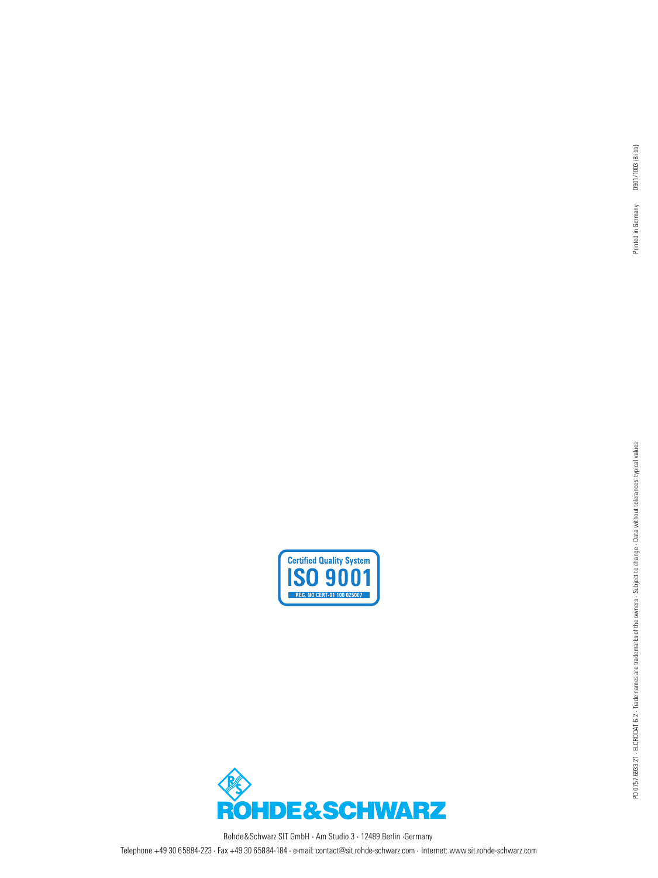Certified Quality System
ISO 9001
REG. NO CERT-01 100 025007

ROHDE&SCHWARZ

Rohde&Schwarz SIT GmbH · Am Studio 3 · 12489 Berlin ·Germany

Telephone +49 30 65884-223 · Fax +49 30 65884-184 · e-mail: contact@sit.rohde-schwarz.com · Internet: www.sit.rohde-schwarz.com

PD 0757.6933.21 · ELCRODAT 6-2 · Trade names are trademarks of the owners · Subject to change · Data without tolerances: typical values

Printed in Germany 0901/1003 (Bi bb)